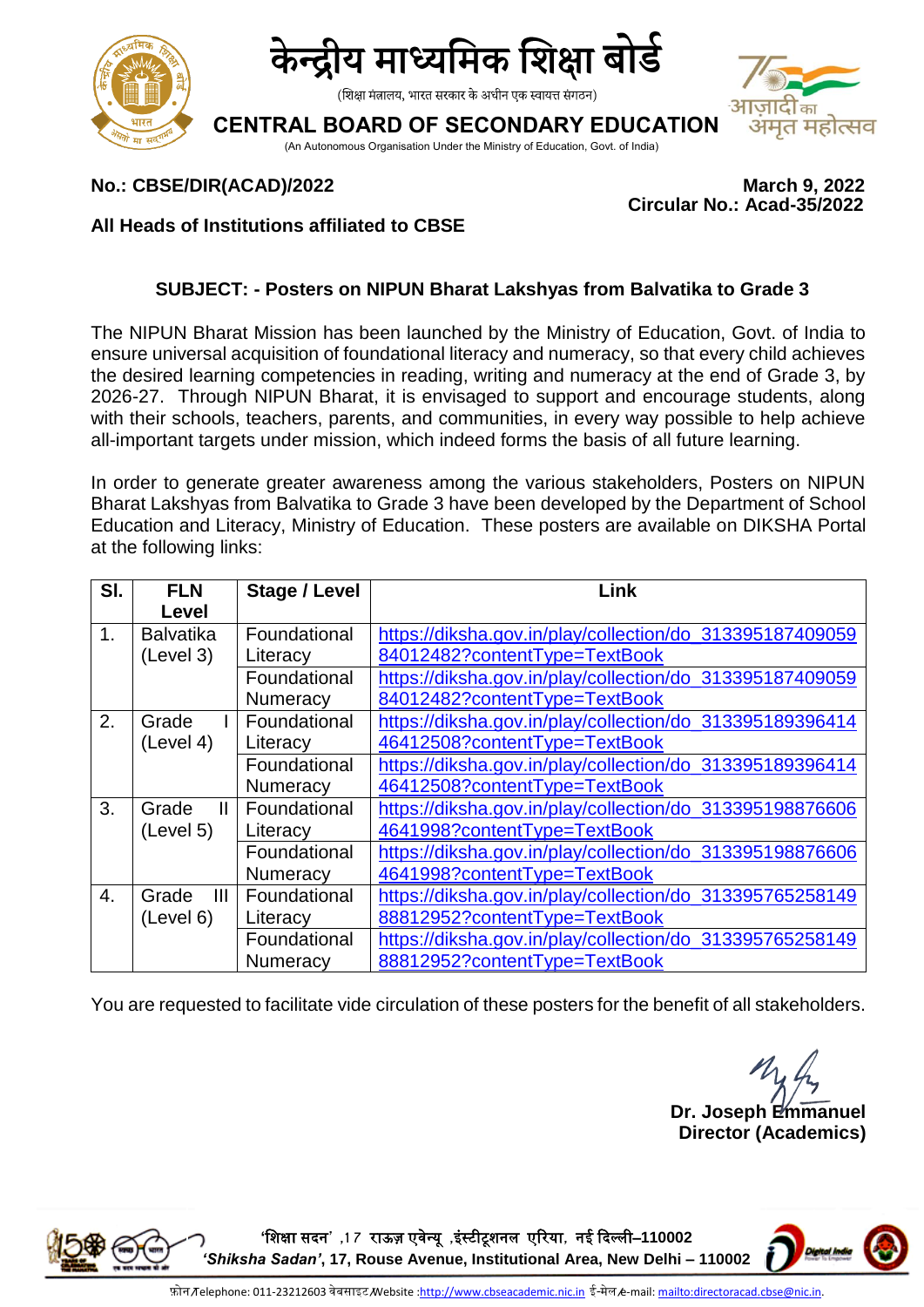# केन्द्रीय माध्यमिक शिक्षा बोर्ड

(शिक्षा मंत्रालय, भारत सरकार के अधीन एक स्वायत्त संगठन)

# CENTRAL BOARD OF SECONDARY EDUCATION

(An Autonomous Organisation Under the Ministry of Education, Govt. of India)

**No.: CBSE/DIR(ACAD)/2022** **March 9, 2022**

**Circular No.: Acad-35/2022**

**All Heads of Institutions affiliated to CBSE**

**SUBJECT: - Posters on NIPUN Bharat Lakshyas from Balvatika to Grade 3**

The NIPUN Bharat Mission has been launched by the Ministry of Education, Govt. of India to ensure universal acquisition of foundational literacy and numeracy, so that every child achieves the desired learning competencies in reading, writing and numeracy at the end of Grade 3, by 2026-27. Through NIPUN Bharat, it is envisaged to support and encourage students, along with their schools, teachers, parents, and communities, in every way possible to help achieve all-important targets under mission, which indeed forms the basis of all future learning.

In order to generate greater awareness among the various stakeholders, Posters on NIPUN Bharat Lakshyas from Balvatika to Grade 3 have been developed by the Department of School Education and Literacy, Ministry of Education. These posters are available on DIKSHA Portal at the following links:

| Sl. | FLN Level | Stage / Level | Link |
|---|---|---|---|
| 1. | Balvatika (Level 3) | Foundational Literacy | https://diksha.gov.in/play/collection/do_31339518740905984012482?contentType=TextBook |
| | | Foundational Numeracy | https://diksha.gov.in/play/collection/do_31339518740905984012482?contentType=TextBook |
| 2. | Grade I (Level 4) | Foundational Literacy | https://diksha.gov.in/play/collection/do_31339518939641446412508?contentType=TextBook |
| | | Foundational Numeracy | https://diksha.gov.in/play/collection/do_31339518939641446412508?contentType=TextBook |
| 3. | Grade II (Level 5) | Foundational Literacy | https://diksha.gov.in/play/collection/do_3133951988766064641998?contentType=TextBook |
| | | Foundational Numeracy | https://diksha.gov.in/play/collection/do_3133951988766064641998?contentType=TextBook |
| 4. | Grade III (Level 6) | Foundational Literacy | https://diksha.gov.in/play/collection/do_31339576525814988812952?contentType=TextBook |
| | | Foundational Numeracy | https://diksha.gov.in/play/collection/do_31339576525814988812952?contentType=TextBook |

You are requested to facilitate vide circulation of these posters for the benefit of all stakeholders.

**Dr. Joseph Emmanuel**
**Director (Academics)**

'शिक्षा सदन' ,17 राऊज़ एवेन्यू ,इंस्टीटूशनल एरिया, नई दिल्ली–110002
***'Shiksha Sadan'*, 17, Rouse Avenue, Institutional Area, New Delhi – 110002**

फ़ोन/Telephone: 011-23212603 वेबसाइट/Website :http://www.cbseacademic.nic.in ई-मेल/e-mail: mailto:directoracad.cbse@nic.in.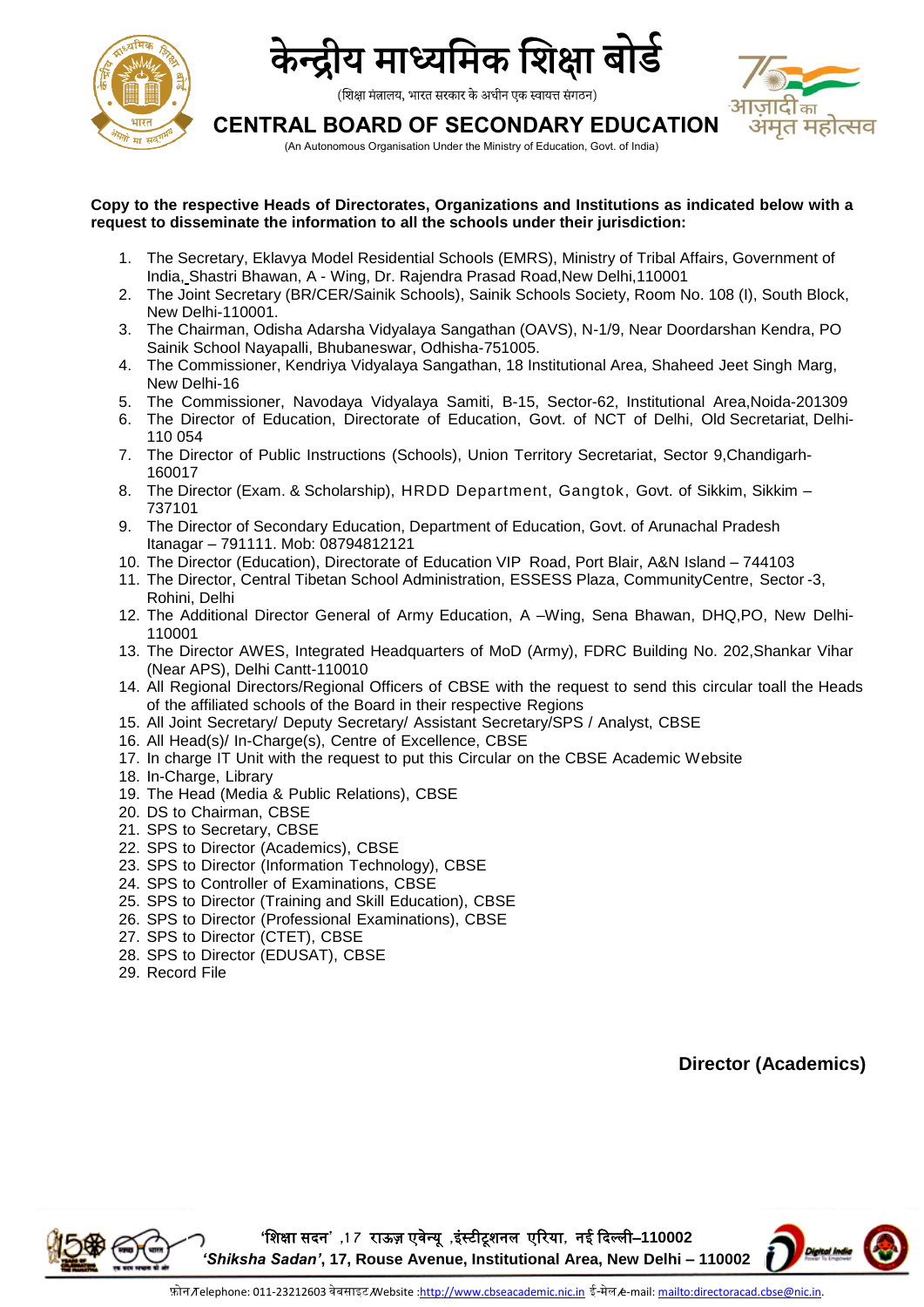**Copy to the respective Heads of Directorates, Organizations and Institutions as indicated below with a request to disseminate the information to all the schools under their jurisdiction:**

1. The Secretary, Eklavya Model Residential Schools (EMRS), Ministry of Tribal Affairs, Government of India, Shastri Bhawan, A - Wing, Dr. Rajendra Prasad Road,New Delhi,110001
2. The Joint Secretary (BR/CER/Sainik Schools), Sainik Schools Society, Room No. 108 (I), South Block, New Delhi-110001.
3. The Chairman, Odisha Adarsha Vidyalaya Sangathan (OAVS), N-1/9, Near Doordarshan Kendra, PO Sainik School Nayapalli, Bhubaneswar, Odhisha-751005.
4. The Commissioner, Kendriya Vidyalaya Sangathan, 18 Institutional Area, Shaheed Jeet Singh Marg, New Delhi-16
5. The Commissioner, Navodaya Vidyalaya Samiti, B-15, Sector-62, Institutional Area,Noida-201309
6. The Director of Education, Directorate of Education, Govt. of NCT of Delhi, Old Secretariat, Delhi-110 054
7. The Director of Public Instructions (Schools), Union Territory Secretariat, Sector 9,Chandigarh-160017
8. The Director (Exam. & Scholarship), HRDD Department, Gangtok, Govt. of Sikkim, Sikkim – 737101
9. The Director of Secondary Education, Department of Education, Govt. of Arunachal Pradesh Itanagar – 791111. Mob: 08794812121
10. The Director (Education), Directorate of Education VIP Road, Port Blair, A&N Island – 744103
11. The Director, Central Tibetan School Administration, ESSESS Plaza, CommunityCentre, Sector -3, Rohini, Delhi
12. The Additional Director General of Army Education, A –Wing, Sena Bhawan, DHQ,PO, New Delhi-110001
13. The Director AWES, Integrated Headquarters of MoD (Army), FDRC Building No. 202,Shankar Vihar (Near APS), Delhi Cantt-110010
14. All Regional Directors/Regional Officers of CBSE with the request to send this circular toall the Heads of the affiliated schools of the Board in their respective Regions
15. All Joint Secretary/ Deputy Secretary/ Assistant Secretary/SPS / Analyst, CBSE
16. All Head(s)/ In-Charge(s), Centre of Excellence, CBSE
17. In charge IT Unit with the request to put this Circular on the CBSE Academic Website
18. In-Charge, Library
19. The Head (Media & Public Relations), CBSE
20. DS to Chairman, CBSE
21. SPS to Secretary, CBSE
22. SPS to Director (Academics), CBSE
23. SPS to Director (Information Technology), CBSE
24. SPS to Controller of Examinations, CBSE
25. SPS to Director (Training and Skill Education), CBSE
26. SPS to Director (Professional Examinations), CBSE
27. SPS to Director (CTET), CBSE
28. SPS to Director (EDUSAT), CBSE
29. Record File

**Director (Academics)**